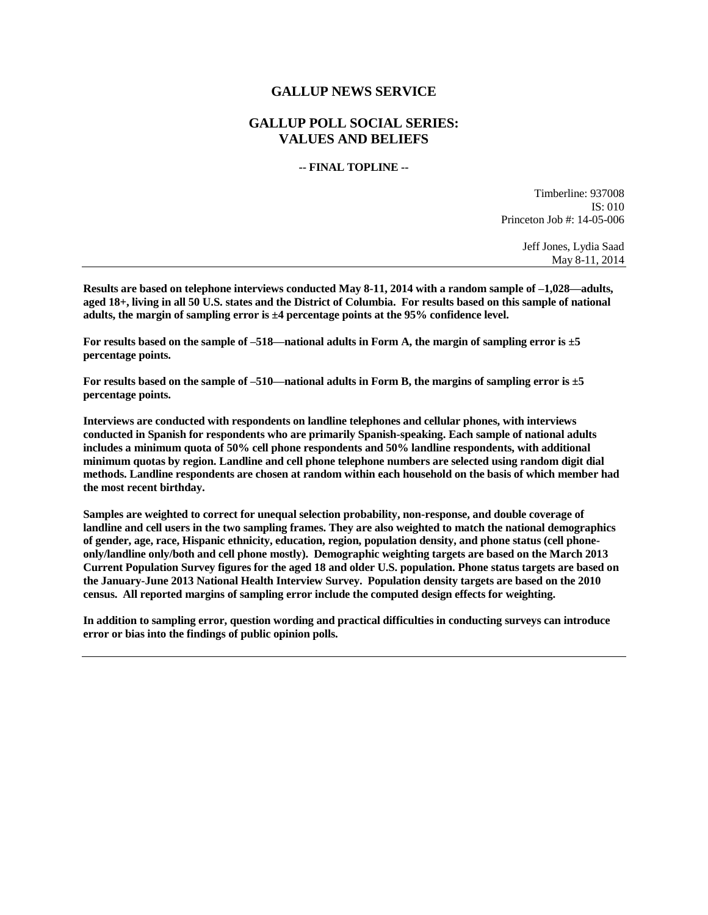# GALLUP NEWS SERVICE

## GALLUP POLL SOCIAL SERIES: VALUES AND BELIEFS

**-- FINAL TOPLINE --**

Timberline: 937008
IS: 010
Princeton Job #: 14-05-006

Jeff Jones, Lydia Saad
May 8-11, 2014

---

**Results are based on telephone interviews conducted May 8-11, 2014 with a random sample of –1,028—adults, aged 18+, living in all 50 U.S. states and the District of Columbia. For results based on this sample of national adults, the margin of sampling error is ±4 percentage points at the 95% confidence level.**

**For results based on the sample of –518—national adults in Form A, the margin of sampling error is ±5 percentage points.**

**For results based on the sample of –510—national adults in Form B, the margins of sampling error is ±5 percentage points.**

**Interviews are conducted with respondents on landline telephones and cellular phones, with interviews conducted in Spanish for respondents who are primarily Spanish-speaking. Each sample of national adults includes a minimum quota of 50% cell phone respondents and 50% landline respondents, with additional minimum quotas by region. Landline and cell phone telephone numbers are selected using random digit dial methods. Landline respondents are chosen at random within each household on the basis of which member had the most recent birthday.**

**Samples are weighted to correct for unequal selection probability, non-response, and double coverage of landline and cell users in the two sampling frames. They are also weighted to match the national demographics of gender, age, race, Hispanic ethnicity, education, region, population density, and phone status (cell phone-only/landline only/both and cell phone mostly). Demographic weighting targets are based on the March 2013 Current Population Survey figures for the aged 18 and older U.S. population. Phone status targets are based on the January-June 2013 National Health Interview Survey. Population density targets are based on the 2010 census. All reported margins of sampling error include the computed design effects for weighting.**

**In addition to sampling error, question wording and practical difficulties in conducting surveys can introduce error or bias into the findings of public opinion polls.**

---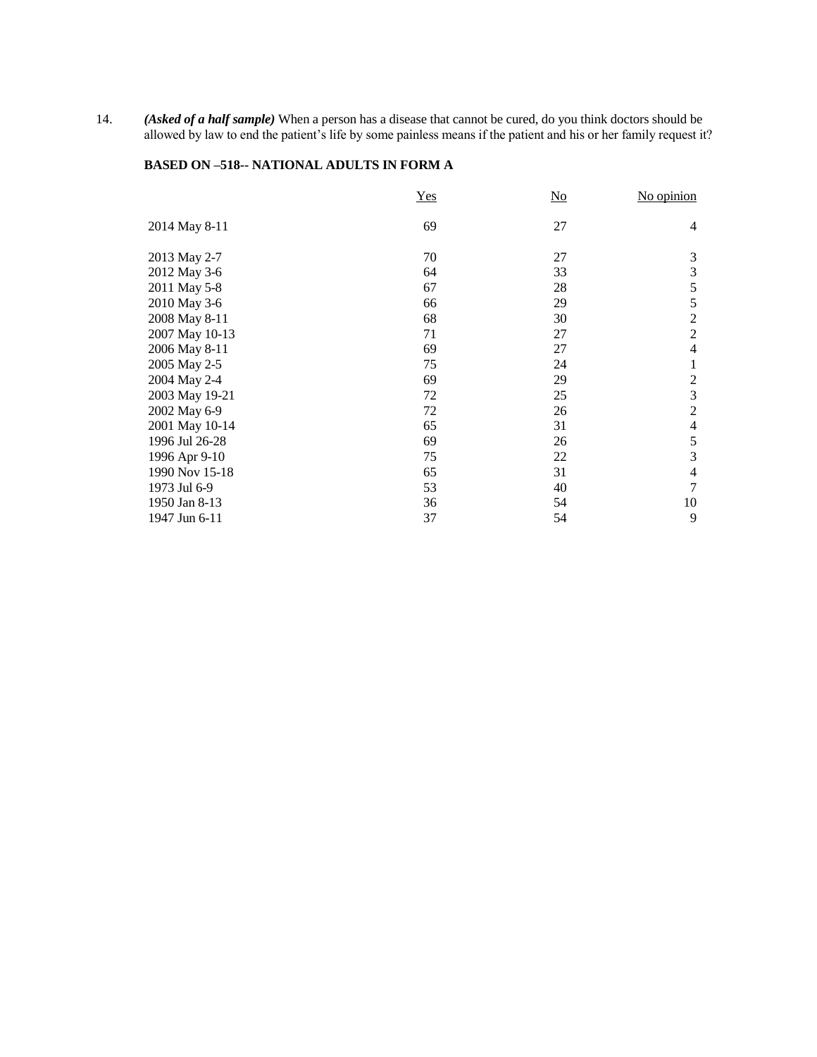14. ***(Asked of a half sample)*** When a person has a disease that cannot be cured, do you think doctors should be allowed by law to end the patient's life by some painless means if the patient and his or her family request it?

**BASED ON –518-- NATIONAL ADULTS IN FORM A**

| | Yes | No | No opinion |
|---|---|---|---|
| 2014 May 8-11 | 69 | 27 | 4 |
| 2013 May 2-7 | 70 | 27 | 3 |
| 2012 May 3-6 | 64 | 33 | 3 |
| 2011 May 5-8 | 67 | 28 | 5 |
| 2010 May 3-6 | 66 | 29 | 5 |
| 2008 May 8-11 | 68 | 30 | 2 |
| 2007 May 10-13 | 71 | 27 | 2 |
| 2006 May 8-11 | 69 | 27 | 4 |
| 2005 May 2-5 | 75 | 24 | 1 |
| 2004 May 2-4 | 69 | 29 | 2 |
| 2003 May 19-21 | 72 | 25 | 3 |
| 2002 May 6-9 | 72 | 26 | 2 |
| 2001 May 10-14 | 65 | 31 | 4 |
| 1996 Jul 26-28 | 69 | 26 | 5 |
| 1996 Apr 9-10 | 75 | 22 | 3 |
| 1990 Nov 15-18 | 65 | 31 | 4 |
| 1973 Jul 6-9 | 53 | 40 | 7 |
| 1950 Jan 8-13 | 36 | 54 | 10 |
| 1947 Jun 6-11 | 37 | 54 | 9 |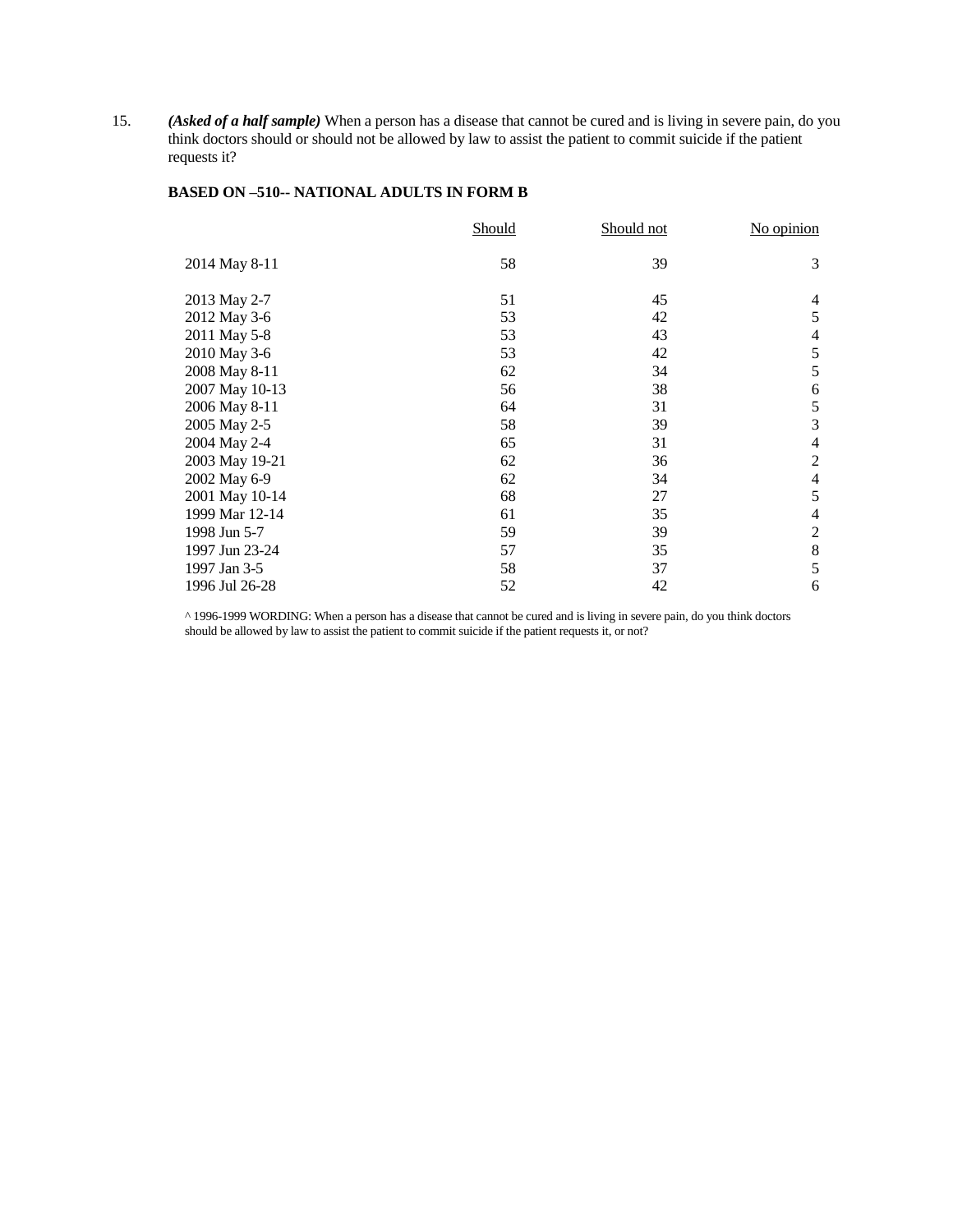15. ***(Asked of a half sample)*** When a person has a disease that cannot be cured and is living in severe pain, do you think doctors should or should not be allowed by law to assist the patient to commit suicide if the patient requests it?

**BASED ON –510-- NATIONAL ADULTS IN FORM B**

| | Should | Should not | No opinion |
|---|---|---|---|
| 2014 May 8-11 | 58 | 39 | 3 |
| 2013 May 2-7 | 51 | 45 | 4 |
| 2012 May 3-6 | 53 | 42 | 5 |
| 2011 May 5-8 | 53 | 43 | 4 |
| 2010 May 3-6 | 53 | 42 | 5 |
| 2008 May 8-11 | 62 | 34 | 5 |
| 2007 May 10-13 | 56 | 38 | 6 |
| 2006 May 8-11 | 64 | 31 | 5 |
| 2005 May 2-5 | 58 | 39 | 3 |
| 2004 May 2-4 | 65 | 31 | 4 |
| 2003 May 19-21 | 62 | 36 | 2 |
| 2002 May 6-9 | 62 | 34 | 4 |
| 2001 May 10-14 | 68 | 27 | 5 |
| 1999 Mar 12-14 | 61 | 35 | 4 |
| 1998 Jun 5-7 | 59 | 39 | 2 |
| 1997 Jun 23-24 | 57 | 35 | 8 |
| 1997 Jan 3-5 | 58 | 37 | 5 |
| 1996 Jul 26-28 | 52 | 42 | 6 |

^ 1996-1999 WORDING: When a person has a disease that cannot be cured and is living in severe pain, do you think doctors should be allowed by law to assist the patient to commit suicide if the patient requests it, or not?